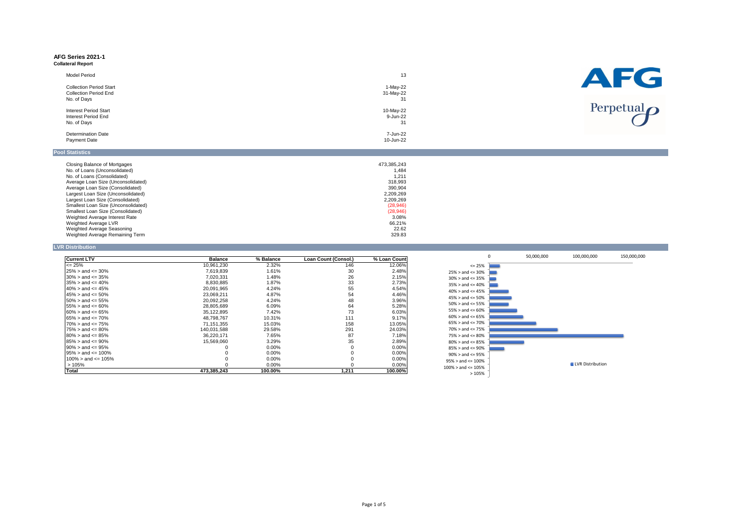# AFG Series 2021-1

**Collateral Report**

| | |
|---|---|
| Model Period | 13 |
| | |
| Collection Period Start | 1-May-22 |
| Collection Period End | 31-May-22 |
| No. of Days | 31 |
| | |
| Interest Period Start | 10-May-22 |
| Interest Period End | 9-Jun-22 |
| No. of Days | 31 |
| | |
| Determination Date | 7-Jun-22 |
| Payment Date | 10-Jun-22 |

## Pool Statistics

| | |
|---|---|
| Closing Balance of Mortgages | 473,385,243 |
| No. of Loans (Unconsolidated) | 1,484 |
| No. of Loans (Consolidated) | 1,211 |
| Average Loan Size (Unconsolidated) | 318,993 |
| Average Loan Size (Consolidated) | 390,904 |
| Largest Loan Size (Unconsolidated) | 2,209,269 |
| Largest Loan Size (Consolidated) | 2,209,269 |
| Smallest Loan Size (Unconsolidated) | (28,946) |
| Smallest Loan Size (Consolidated) | (28,946) |
| Weighted Average Interest Rate | 3.08% |
| Weighted Average LVR | 66.21% |
| Weighted Average Seasoning | 22.62 |
| Weighted Average Remaining Term | 329.83 |

## LVR Distribution

| Current LTV | Balance | % Balance | Loan Count (Consol.) | % Loan Count |
|---|---|---|---|---|
| <= 25% | 10,961,230 | 2.32% | 146 | 12.06% |
| 25% > and <= 30% | 7,619,839 | 1.61% | 30 | 2.48% |
| 30% > and <= 35% | 7,020,331 | 1.48% | 26 | 2.15% |
| 35% > and <= 40% | 8,830,885 | 1.87% | 33 | 2.73% |
| 40% > and <= 45% | 20,091,965 | 4.24% | 55 | 4.54% |
| 45% > and <= 50% | 23,069,211 | 4.87% | 54 | 4.46% |
| 50% > and <= 55% | 20,092,258 | 4.24% | 48 | 3.96% |
| 55% > and <= 60% | 28,805,689 | 6.09% | 64 | 5.28% |
| 60% > and <= 65% | 35,122,895 | 7.42% | 73 | 6.03% |
| 65% > and <= 70% | 48,798,767 | 10.31% | 111 | 9.17% |
| 70% > and <= 75% | 71,151,355 | 15.03% | 158 | 13.05% |
| 75% > and <= 80% | 140,031,588 | 29.58% | 291 | 24.03% |
| 80% > and <= 85% | 36,220,171 | 7.65% | 87 | 7.18% |
| 85% > and <= 90% | 15,569,060 | 3.29% | 35 | 2.89% |
| 90% > and <= 95% | 0 | 0.00% | 0 | 0.00% |
| 95% > and <= 100% | 0 | 0.00% | 0 | 0.00% |
| 100% > and <= 105% | 0 | 0.00% | 0 | 0.00% |
| > 105% | 0 | 0.00% | 0 | 0.00% |
| **Total** | **473,385,243** | **100.00%** | **1,211** | **100.00%** |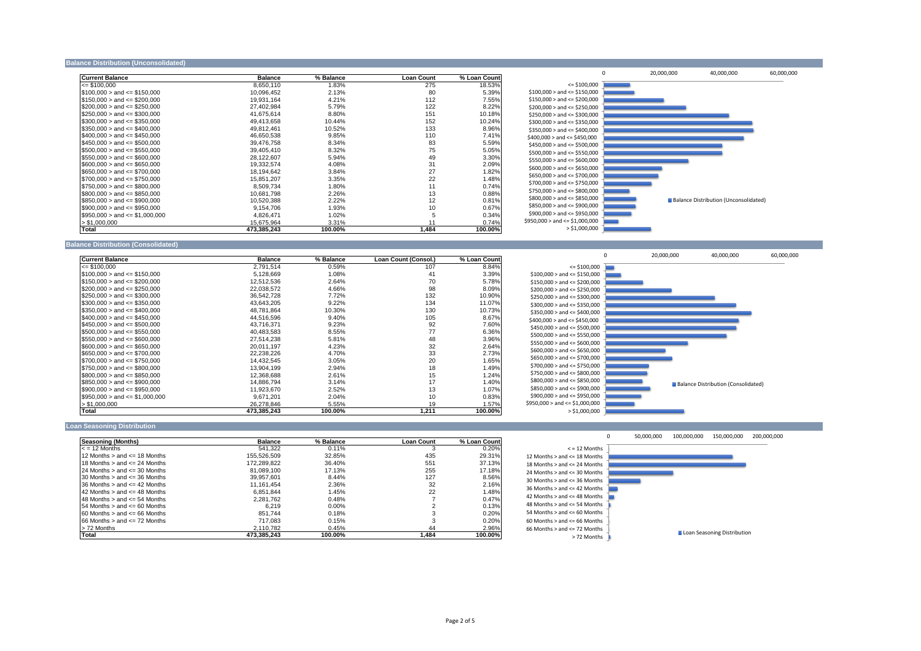## Balance Distribution (Unconsolidated)

| Current Balance | Balance | % Balance | Loan Count | % Loan Count |
|---|---|---|---|---|
| <= $100,000 | 8,650,110 | 1.83% | 275 | 18.53% |
| $100,000 > and <= $150,000 | 10,096,452 | 2.13% | 80 | 5.39% |
| $150,000 > and <= $200,000 | 19,931,164 | 4.21% | 112 | 7.55% |
| $200,000 > and <= $250,000 | 27,402,984 | 5.79% | 122 | 8.22% |
| $250,000 > and <= $300,000 | 41,675,614 | 8.80% | 151 | 10.18% |
| $300,000 > and <= $350,000 | 49,413,658 | 10.44% | 152 | 10.24% |
| $350,000 > and <= $400,000 | 49,812,461 | 10.52% | 133 | 8.96% |
| $400,000 > and <= $450,000 | 46,650,538 | 9.85% | 110 | 7.41% |
| $450,000 > and <= $500,000 | 39,476,758 | 8.34% | 83 | 5.59% |
| $500,000 > and <= $550,000 | 39,405,410 | 8.32% | 75 | 5.05% |
| $550,000 > and <= $600,000 | 28,122,607 | 5.94% | 49 | 3.30% |
| $600,000 > and <= $650,000 | 19,332,574 | 4.08% | 31 | 2.09% |
| $650,000 > and <= $700,000 | 18,194,642 | 3.84% | 27 | 1.82% |
| $700,000 > and <= $750,000 | 15,851,207 | 3.35% | 22 | 1.48% |
| $750,000 > and <= $800,000 | 8,509,734 | 1.80% | 11 | 0.74% |
| $800,000 > and <= $850,000 | 10,681,798 | 2.26% | 13 | 0.88% |
| $850,000 > and <= $900,000 | 10,520,388 | 2.22% | 12 | 0.81% |
| $900,000 > and <= $950,000 | 9,154,706 | 1.93% | 10 | 0.67% |
| $950,000 > and <= $1,000,000 | 4,826,471 | 1.02% | 5 | 0.34% |
| > $1,000,000 | 15,675,964 | 3.31% | 11 | 0.74% |
| **Total** | **473,385,243** | **100.00%** | **1,484** | **100.00%** |

## Balance Distribution (Consolidated)

| Current Balance | Balance | % Balance | Loan Count (Consol.) | % Loan Count |
|---|---|---|---|---|
| <= $100,000 | 2,791,514 | 0.59% | 107 | 8.84% |
| $100,000 > and <= $150,000 | 5,128,669 | 1.08% | 41 | 3.39% |
| $150,000 > and <= $200,000 | 12,512,536 | 2.64% | 70 | 5.78% |
| $200,000 > and <= $250,000 | 22,038,572 | 4.66% | 98 | 8.09% |
| $250,000 > and <= $300,000 | 36,542,728 | 7.72% | 132 | 10.90% |
| $300,000 > and <= $350,000 | 43,643,205 | 9.22% | 134 | 11.07% |
| $350,000 > and <= $400,000 | 48,781,864 | 10.30% | 130 | 10.73% |
| $400,000 > and <= $450,000 | 44,516,596 | 9.40% | 105 | 8.67% |
| $450,000 > and <= $500,000 | 43,716,371 | 9.23% | 92 | 7.60% |
| $500,000 > and <= $550,000 | 40,483,583 | 8.55% | 77 | 6.36% |
| $550,000 > and <= $600,000 | 27,514,238 | 5.81% | 48 | 3.96% |
| $600,000 > and <= $650,000 | 20,011,197 | 4.23% | 32 | 2.64% |
| $650,000 > and <= $700,000 | 22,238,226 | 4.70% | 33 | 2.73% |
| $700,000 > and <= $750,000 | 14,432,545 | 3.05% | 20 | 1.65% |
| $750,000 > and <= $800,000 | 13,904,199 | 2.94% | 18 | 1.49% |
| $800,000 > and <= $850,000 | 12,368,688 | 2.61% | 15 | 1.24% |
| $850,000 > and <= $900,000 | 14,886,794 | 3.14% | 17 | 1.40% |
| $900,000 > and <= $950,000 | 11,923,670 | 2.52% | 13 | 1.07% |
| $950,000 > and <= $1,000,000 | 9,671,201 | 2.04% | 10 | 0.83% |
| > $1,000,000 | 26,278,846 | 5.55% | 19 | 1.57% |
| **Total** | **473,385,243** | **100.00%** | **1,211** | **100.00%** |

## Loan Seasoning Distribution

| Seasoning (Months) | Balance | % Balance | Loan Count | % Loan Count |
|---|---|---|---|---|
| < = 12 Months | 541,322 | 0.11% | 3 | 0.20% |
| 12 Months > and <= 18 Months | 155,526,509 | 32.85% | 435 | 29.31% |
| 18 Months > and <= 24 Months | 172,289,822 | 36.40% | 551 | 37.13% |
| 24 Months > and <= 30 Months | 81,089,100 | 17.13% | 255 | 17.18% |
| 30 Months > and <= 36 Months | 39,957,601 | 8.44% | 127 | 8.56% |
| 36 Months > and <= 42 Months | 11,161,454 | 2.36% | 32 | 2.16% |
| 42 Months > and <= 48 Months | 6,851,844 | 1.45% | 22 | 1.48% |
| 48 Months > and <= 54 Months | 2,281,762 | 0.48% | 7 | 0.47% |
| 54 Months > and <= 60 Months | 6,219 | 0.00% | 2 | 0.13% |
| 60 Months > and <= 66 Months | 851,744 | 0.18% | 3 | 0.20% |
| 66 Months > and <= 72 Months | 717,083 | 0.15% | 3 | 0.20% |
| > 72 Months | 2,110,782 | 0.45% | 44 | 2.96% |
| **Total** | **473,385,243** | **100.00%** | **1,484** | **100.00%** |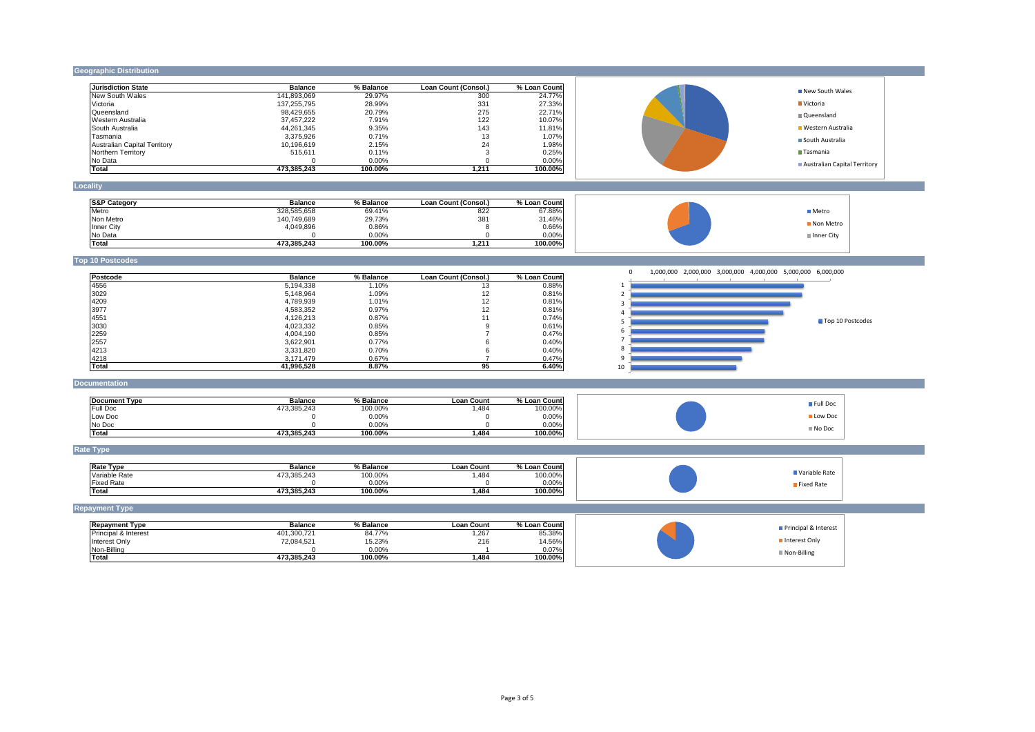## Geographic Distribution

| Jurisdiction State | Balance | % Balance | Loan Count (Consol.) | % Loan Count |
|---|---|---|---|---|
| New South Wales | 141,893,069 | 29.97% | 300 | 24.77% |
| Victoria | 137,255,795 | 28.99% | 331 | 27.33% |
| Queensland | 98,429,655 | 20.79% | 275 | 22.71% |
| Western Australia | 37,457,222 | 7.91% | 122 | 10.07% |
| South Australia | 44,261,345 | 9.35% | 143 | 11.81% |
| Tasmania | 3,375,926 | 0.71% | 13 | 1.07% |
| Australian Capital Territory | 10,196,619 | 2.15% | 24 | 1.98% |
| Northern Territory | 515,611 | 0.11% | 3 | 0.25% |
| No Data | 0 | 0.00% | 0 | 0.00% |
| **Total** | **473,385,243** | **100.00%** | **1,211** | **100.00%** |

## Locality

| S&P Category | Balance | % Balance | Loan Count (Consol.) | % Loan Count |
|---|---|---|---|---|
| Metro | 328,585,658 | 69.41% | 822 | 67.88% |
| Non Metro | 140,749,689 | 29.73% | 381 | 31.46% |
| Inner City | 4,049,896 | 0.86% | 8 | 0.66% |
| No Data | 0 | 0.00% | 0 | 0.00% |
| **Total** | **473,385,243** | **100.00%** | **1,211** | **100.00%** |

## Top 10 Postcodes

| Postcode | Balance | % Balance | Loan Count (Consol.) | % Loan Count |
|---|---|---|---|---|
| 4556 | 5,194,338 | 1.10% | 13 | 0.88% |
| 3029 | 5,148,964 | 1.09% | 12 | 0.81% |
| 4209 | 4,789,939 | 1.01% | 12 | 0.81% |
| 3977 | 4,583,352 | 0.97% | 12 | 0.81% |
| 4551 | 4,126,213 | 0.87% | 11 | 0.74% |
| 3030 | 4,023,332 | 0.85% | 9 | 0.61% |
| 2259 | 4,004,190 | 0.85% | 7 | 0.47% |
| 2557 | 3,622,901 | 0.77% | 6 | 0.40% |
| 4213 | 3,331,820 | 0.70% | 6 | 0.40% |
| 4218 | 3,171,479 | 0.67% | 7 | 0.47% |
| **Total** | **41,996,528** | **8.87%** | **95** | **6.40%** |

## Documentation

| Document Type | Balance | % Balance | Loan Count | % Loan Count |
|---|---|---|---|---|
| Full Doc | 473,385,243 | 100.00% | 1,484 | 100.00% |
| Low Doc | 0 | 0.00% | 0 | 0.00% |
| No Doc | 0 | 0.00% | 0 | 0.00% |
| **Total** | **473,385,243** | **100.00%** | **1,484** | **100.00%** |

## Rate Type

| Rate Type | Balance | % Balance | Loan Count | % Loan Count |
|---|---|---|---|---|
| Variable Rate | 473,385,243 | 100.00% | 1,484 | 100.00% |
| Fixed Rate | 0 | 0.00% | 0 | 0.00% |
| **Total** | **473,385,243** | **100.00%** | **1,484** | **100.00%** |

## Repayment Type

| Repayment Type | Balance | % Balance | Loan Count | % Loan Count |
|---|---|---|---|---|
| Principal & Interest | 401,300,721 | 84.77% | 1,267 | 85.38% |
| Interest Only | 72,084,521 | 15.23% | 216 | 14.56% |
| Non-Billing | 0 | 0.00% | 1 | 0.07% |
| **Total** | **473,385,243** | **100.00%** | **1,484** | **100.00%** |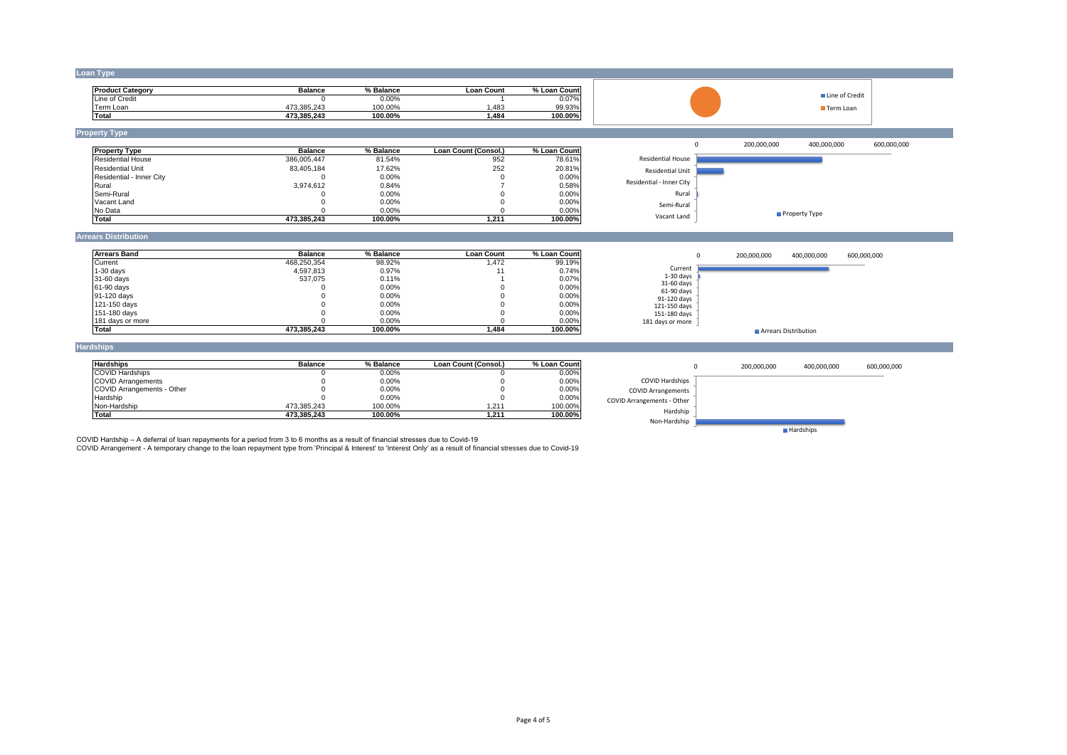## Loan Type

| Product Category | Balance | % Balance | Loan Count | % Loan Count |
|---|---|---|---|---|
| Line of Credit | 0 | 0.00% | 1 | 0.07% |
| Term Loan | 473,385,243 | 100.00% | 1,483 | 99.93% |
| **Total** | **473,385,243** | **100.00%** | **1,484** | **100.00%** |

## Property Type

| Property Type | Balance | % Balance | Loan Count (Consol.) | % Loan Count |
|---|---|---|---|---|
| Residential House | 386,005,447 | 81.54% | 952 | 78.61% |
| Residential Unit | 83,405,184 | 17.62% | 252 | 20.81% |
| Residential - Inner City | 0 | 0.00% | 0 | 0.00% |
| Rural | 3,974,612 | 0.84% | 7 | 0.58% |
| Semi-Rural | 0 | 0.00% | 0 | 0.00% |
| Vacant Land | 0 | 0.00% | 0 | 0.00% |
| No Data | 0 | 0.00% | 0 | 0.00% |
| **Total** | **473,385,243** | **100.00%** | **1,211** | **100.00%** |

## Arrears Distribution

| Arrears Band | Balance | % Balance | Loan Count | % Loan Count |
|---|---|---|---|---|
| Current | 468,250,354 | 98.92% | 1,472 | 99.19% |
| 1-30 days | 4,597,813 | 0.97% | 11 | 0.74% |
| 31-60 days | 537,075 | 0.11% | 1 | 0.07% |
| 61-90 days | 0 | 0.00% | 0 | 0.00% |
| 91-120 days | 0 | 0.00% | 0 | 0.00% |
| 121-150 days | 0 | 0.00% | 0 | 0.00% |
| 151-180 days | 0 | 0.00% | 0 | 0.00% |
| 181 days or more | 0 | 0.00% | 0 | 0.00% |
| **Total** | **473,385,243** | **100.00%** | **1,484** | **100.00%** |

## Hardships

| Hardships | Balance | % Balance | Loan Count (Consol.) | % Loan Count |
|---|---|---|---|---|
| COVID Hardships | 0 | 0.00% | 0 | 0.00% |
| COVID Arrangements | 0 | 0.00% | 0 | 0.00% |
| COVID Arrangements - Other | 0 | 0.00% | 0 | 0.00% |
| Hardship | 0 | 0.00% | 0 | 0.00% |
| Non-Hardship | 473,385,243 | 100.00% | 1,211 | 100.00% |
| **Total** | **473,385,243** | **100.00%** | **1,211** | **100.00%** |

COVID Hardship – A deferral of loan repayments for a period from 3 to 6 months as a result of financial stresses due to Covid-19

COVID Arrangement - A temporary change to the loan repayment type from 'Principal & Interest' to 'Interest Only' as a result of financial stresses due to Covid-19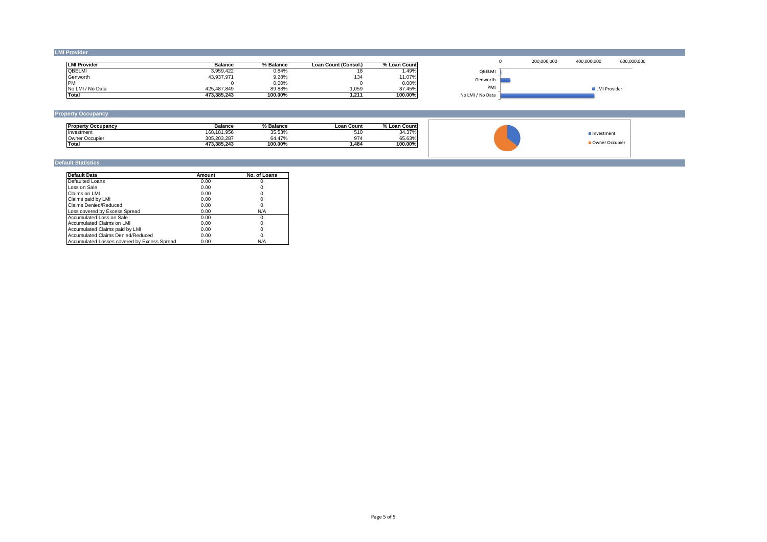## LMI Provider

| LMI Provider | Balance | % Balance | Loan Count (Consol.) | % Loan Count |
|---|---|---|---|---|
| QBELMI | 3,959,422 | 0.84% | 18 | 1.49% |
| Genworth | 43,937,971 | 9.28% | 134 | 11.07% |
| PMI | 0 | 0.00% | 0 | 0.00% |
| No LMI / No Data | 425,487,849 | 89.88% | 1,059 | 87.45% |
| **Total** | **473,385,243** | **100.00%** | **1,211** | **100.00%** |

0
200,000,000
400,000,000
600,000,000
QBELMI
Genworth
PMI
No LMI / No Data
LMI Provider

## Property Occupancy

| Property Occupancy | Balance | % Balance | Loan Count | % Loan Count |
|---|---|---|---|---|
| Investment | 168,181,956 | 35.53% | 510 | 34.37% |
| Owner Occupier | 305,203,287 | 64.47% | 974 | 65.63% |
| **Total** | **473,385,243** | **100.00%** | **1,484** | **100.00%** |

Investment
Owner Occupier

## Default Statistics

| Default Data | Amount | No. of Loans |
|---|---|---|
| Defaulted Loans | 0.00 | 0 |
| Loss on Sale | 0.00 | 0 |
| Claims on LMI | 0.00 | 0 |
| Claims paid by LMI | 0.00 | 0 |
| Claims Denied/Reduced | 0.00 | 0 |
| Loss covered by Excess Spread | 0.00 | N/A |
| Accumulated Loss on Sale | 0.00 | 0 |
| Accumulated Claims on LMI | 0.00 | 0 |
| Accumulated Claims paid by LMI | 0.00 | 0 |
| Accumulated Claims Denied/Reduced | 0.00 | 0 |
| Accumulated Losses covered by Excess Spread | 0.00 | N/A |